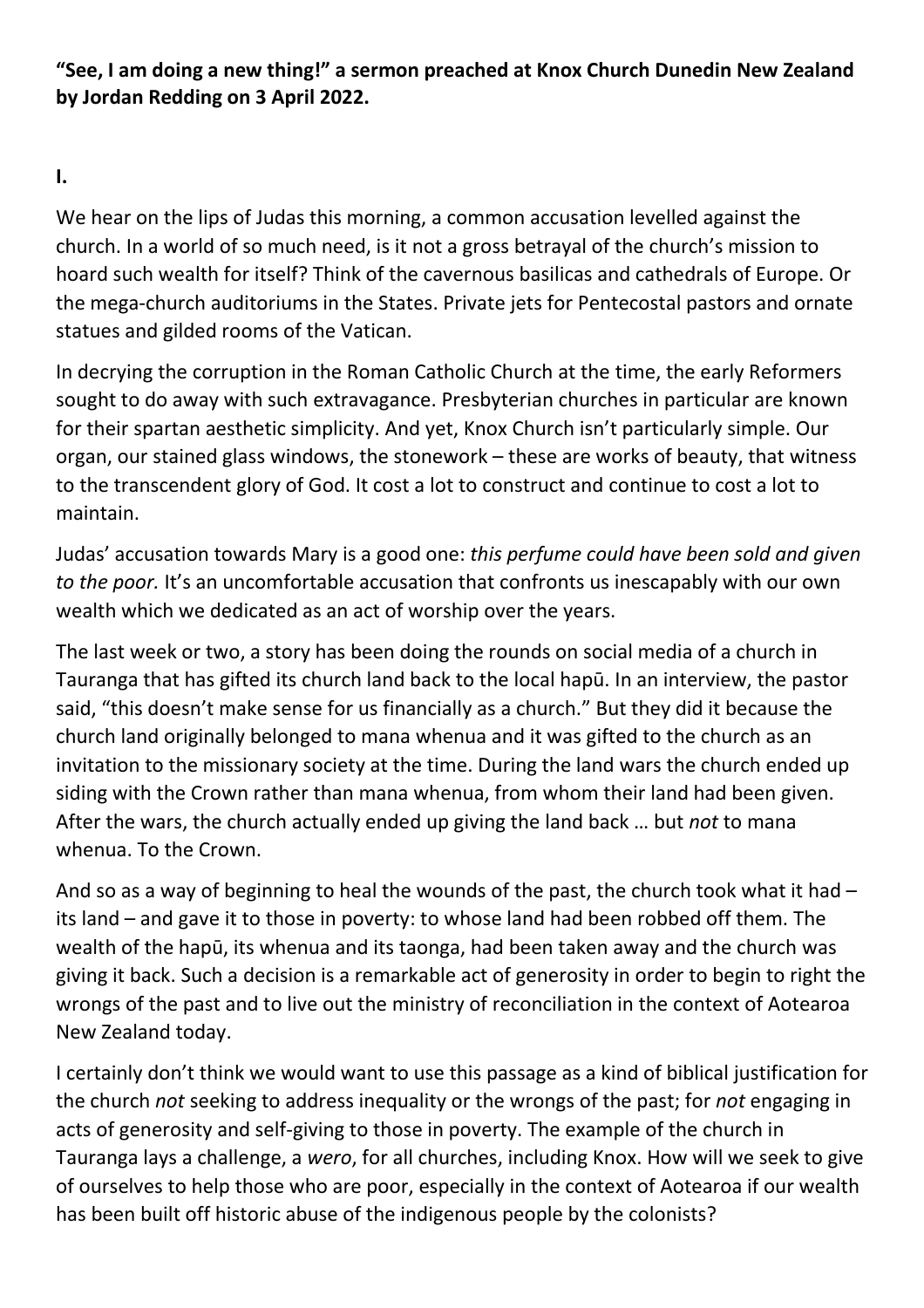**"See, I am doing a new thing!" a sermon preached at Knox Church Dunedin New Zealand by Jordan Redding on 3 April 2022.**

**I.**

We hear on the lips of Judas this morning, a common accusation levelled against the church. In a world of so much need, is it not a gross betrayal of the church's mission to hoard such wealth for itself? Think of the cavernous basilicas and cathedrals of Europe. Or the mega-church auditoriums in the States. Private jets for Pentecostal pastors and ornate statues and gilded rooms of the Vatican.

In decrying the corruption in the Roman Catholic Church at the time, the early Reformers sought to do away with such extravagance. Presbyterian churches in particular are known for their spartan aesthetic simplicity. And yet, Knox Church isn't particularly simple. Our organ, our stained glass windows, the stonework – these are works of beauty, that witness to the transcendent glory of God. It cost a lot to construct and continue to cost a lot to maintain.

Judas' accusation towards Mary is a good one: *this perfume could have been sold and given to the poor.* It's an uncomfortable accusation that confronts us inescapably with our own wealth which we dedicated as an act of worship over the years.

The last week or two, a story has been doing the rounds on social media of a church in Tauranga that has gifted its church land back to the local hapū. In an interview, the pastor said, "this doesn't make sense for us financially as a church." But they did it because the church land originally belonged to mana whenua and it was gifted to the church as an invitation to the missionary society at the time. During the land wars the church ended up siding with the Crown rather than mana whenua, from whom their land had been given. After the wars, the church actually ended up giving the land back … but *not* to mana whenua. To the Crown.

And so as a way of beginning to heal the wounds of the past, the church took what it had – its land – and gave it to those in poverty: to whose land had been robbed off them. The wealth of the hapū, its whenua and its taonga, had been taken away and the church was giving it back. Such a decision is a remarkable act of generosity in order to begin to right the wrongs of the past and to live out the ministry of reconciliation in the context of Aotearoa New Zealand today.

I certainly don't think we would want to use this passage as a kind of biblical justification for the church *not* seeking to address inequality or the wrongs of the past; for *not* engaging in acts of generosity and self-giving to those in poverty. The example of the church in Tauranga lays a challenge, a *wero*, for all churches, including Knox. How will we seek to give of ourselves to help those who are poor, especially in the context of Aotearoa if our wealth has been built off historic abuse of the indigenous people by the colonists?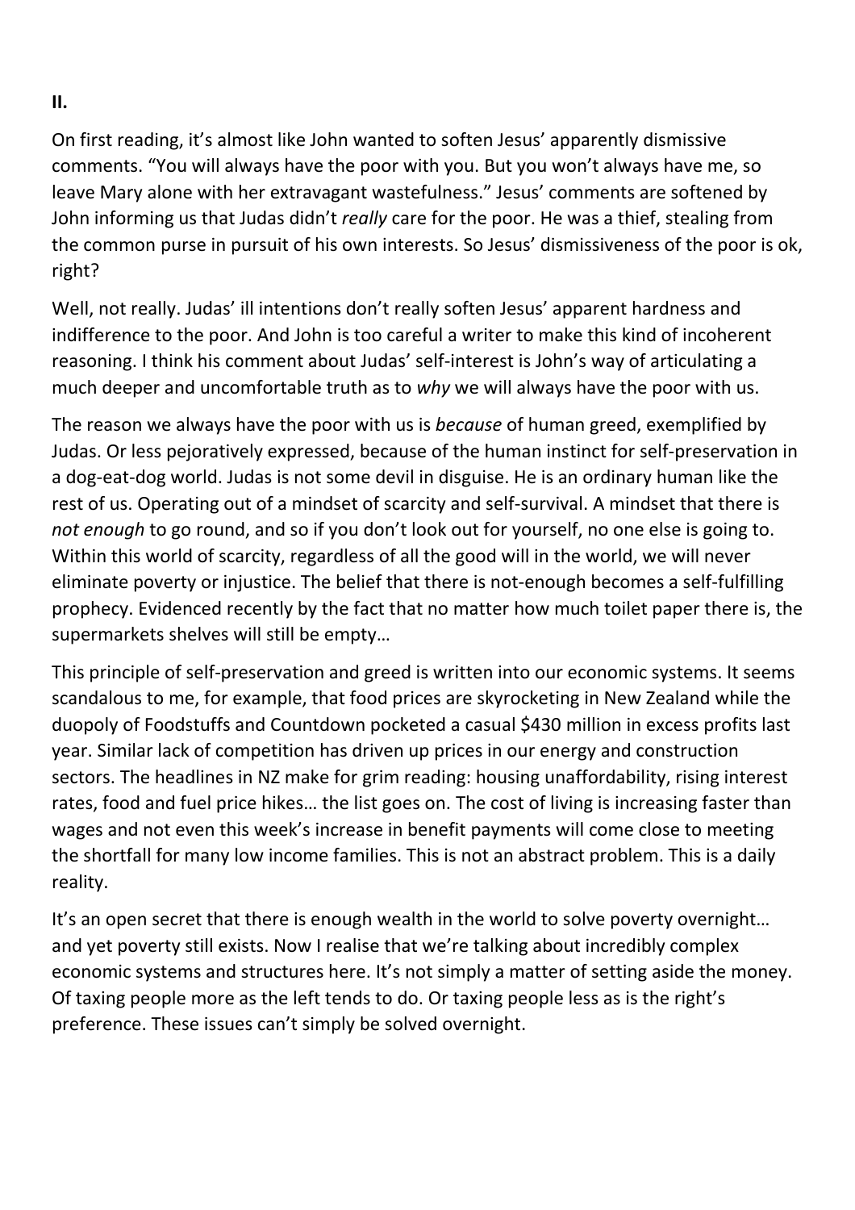**II.**

On first reading, it's almost like John wanted to soften Jesus' apparently dismissive comments. "You will always have the poor with you. But you won't always have me, so leave Mary alone with her extravagant wastefulness." Jesus' comments are softened by John informing us that Judas didn't *really* care for the poor. He was a thief, stealing from the common purse in pursuit of his own interests. So Jesus' dismissiveness of the poor is ok, right?

Well, not really. Judas' ill intentions don't really soften Jesus' apparent hardness and indifference to the poor. And John is too careful a writer to make this kind of incoherent reasoning. I think his comment about Judas' self-interest is John's way of articulating a much deeper and uncomfortable truth as to *why* we will always have the poor with us.

The reason we always have the poor with us is *because* of human greed, exemplified by Judas. Or less pejoratively expressed, because of the human instinct for self-preservation in a dog-eat-dog world. Judas is not some devil in disguise. He is an ordinary human like the rest of us. Operating out of a mindset of scarcity and self-survival. A mindset that there is *not enough* to go round, and so if you don't look out for yourself, no one else is going to. Within this world of scarcity, regardless of all the good will in the world, we will never eliminate poverty or injustice. The belief that there is not-enough becomes a self-fulfilling prophecy. Evidenced recently by the fact that no matter how much toilet paper there is, the supermarkets shelves will still be empty…

This principle of self-preservation and greed is written into our economic systems. It seems scandalous to me, for example, that food prices are skyrocketing in New Zealand while the duopoly of Foodstuffs and Countdown pocketed a casual $430 million in excess profits last year. Similar lack of competition has driven up prices in our energy and construction sectors. The headlines in NZ make for grim reading: housing unaffordability, rising interest rates, food and fuel price hikes… the list goes on. The cost of living is increasing faster than wages and not even this week's increase in benefit payments will come close to meeting the shortfall for many low income families. This is not an abstract problem. This is a daily reality.

It's an open secret that there is enough wealth in the world to solve poverty overnight… and yet poverty still exists. Now I realise that we're talking about incredibly complex economic systems and structures here. It's not simply a matter of setting aside the money. Of taxing people more as the left tends to do. Or taxing people less as is the right's preference. These issues can't simply be solved overnight.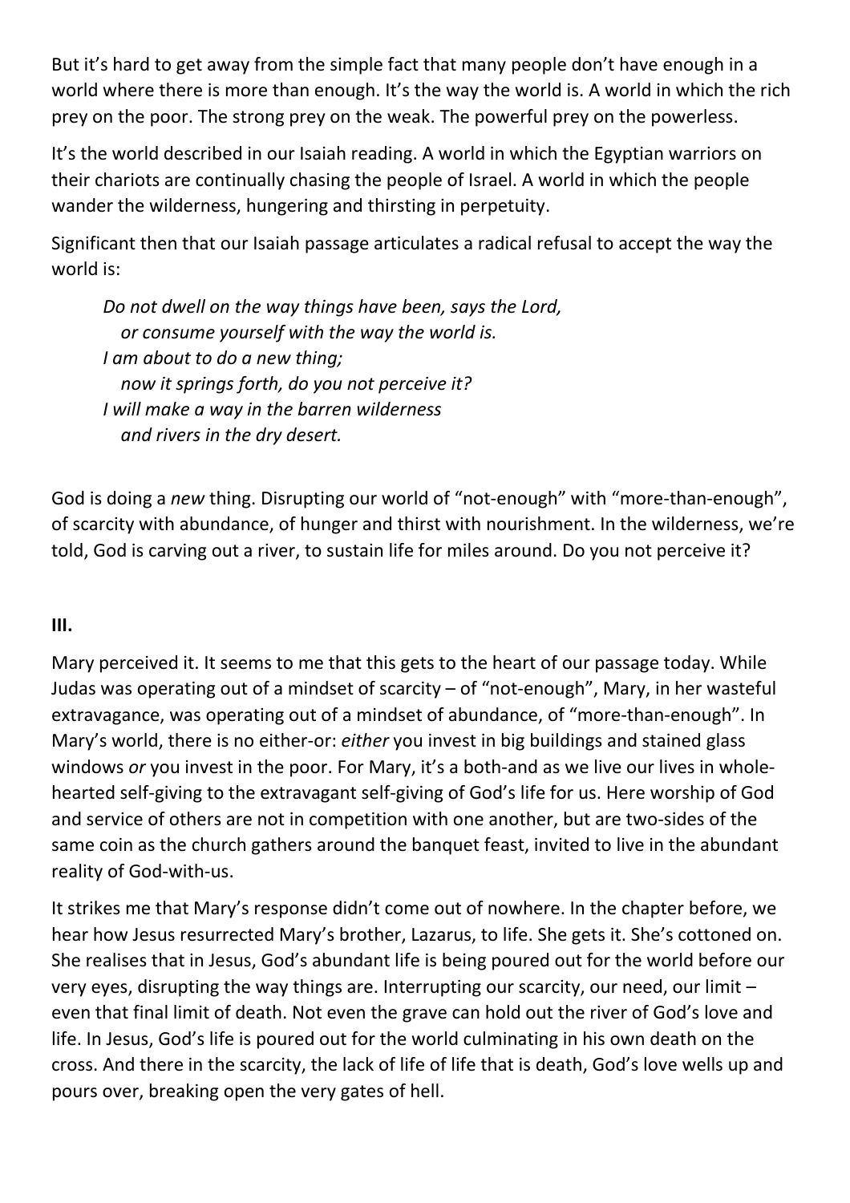But it's hard to get away from the simple fact that many people don't have enough in a world where there is more than enough. It's the way the world is. A world in which the rich prey on the poor. The strong prey on the weak. The powerful prey on the powerless.

It's the world described in our Isaiah reading. A world in which the Egyptian warriors on their chariots are continually chasing the people of Israel. A world in which the people wander the wilderness, hungering and thirsting in perpetuity.

Significant then that our Isaiah passage articulates a radical refusal to accept the way the world is:

> *Do not dwell on the way things have been, says the Lord,*
> *or consume yourself with the way the world is.*
> *I am about to do a new thing;*
> *now it springs forth, do you not perceive it?*
> *I will make a way in the barren wilderness*
> *and rivers in the dry desert.*

God is doing a *new* thing. Disrupting our world of "not-enough" with "more-than-enough", of scarcity with abundance, of hunger and thirst with nourishment. In the wilderness, we're told, God is carving out a river, to sustain life for miles around. Do you not perceive it?

**III.**

Mary perceived it. It seems to me that this gets to the heart of our passage today. While Judas was operating out of a mindset of scarcity – of "not-enough", Mary, in her wasteful extravagance, was operating out of a mindset of abundance, of "more-than-enough". In Mary's world, there is no either-or: *either* you invest in big buildings and stained glass windows *or* you invest in the poor. For Mary, it's a both-and as we live our lives in whole-hearted self-giving to the extravagant self-giving of God's life for us. Here worship of God and service of others are not in competition with one another, but are two-sides of the same coin as the church gathers around the banquet feast, invited to live in the abundant reality of God-with-us.

It strikes me that Mary's response didn't come out of nowhere. In the chapter before, we hear how Jesus resurrected Mary's brother, Lazarus, to life. She gets it. She's cottoned on. She realises that in Jesus, God's abundant life is being poured out for the world before our very eyes, disrupting the way things are. Interrupting our scarcity, our need, our limit – even that final limit of death. Not even the grave can hold out the river of God's love and life. In Jesus, God's life is poured out for the world culminating in his own death on the cross. And there in the scarcity, the lack of life of life that is death, God's love wells up and pours over, breaking open the very gates of hell.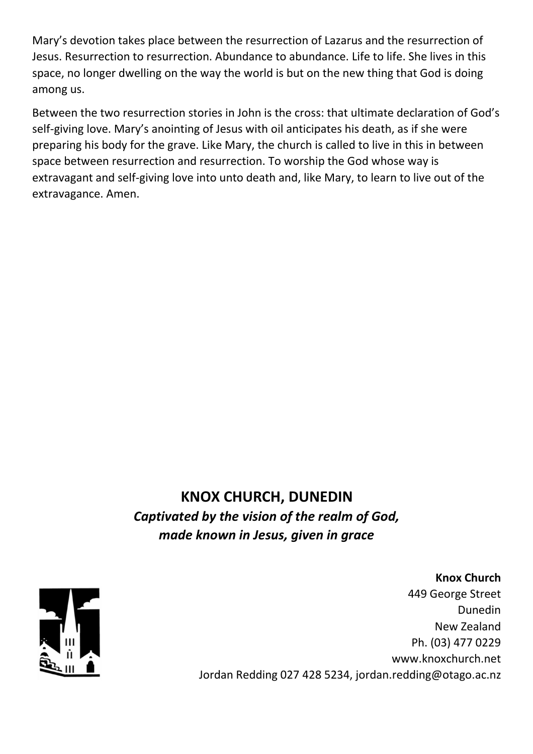Mary's devotion takes place between the resurrection of Lazarus and the resurrection of Jesus. Resurrection to resurrection. Abundance to abundance. Life to life. She lives in this space, no longer dwelling on the way the world is but on the new thing that God is doing among us.

Between the two resurrection stories in John is the cross: that ultimate declaration of God's self-giving love. Mary's anointing of Jesus with oil anticipates his death, as if she were preparing his body for the grave. Like Mary, the church is called to live in this in between space between resurrection and resurrection. To worship the God whose way is extravagant and self-giving love into unto death and, like Mary, to learn to live out of the extravagance. Amen.

## KNOX CHURCH, DUNEDIN

***Captivated by the vision of the realm of God, made known in Jesus, given in grace***

**Knox Church**
449 George Street
Dunedin
New Zealand
Ph. (03) 477 0229
www.knoxchurch.net
Jordan Redding 027 428 5234, jordan.redding@otago.ac.nz